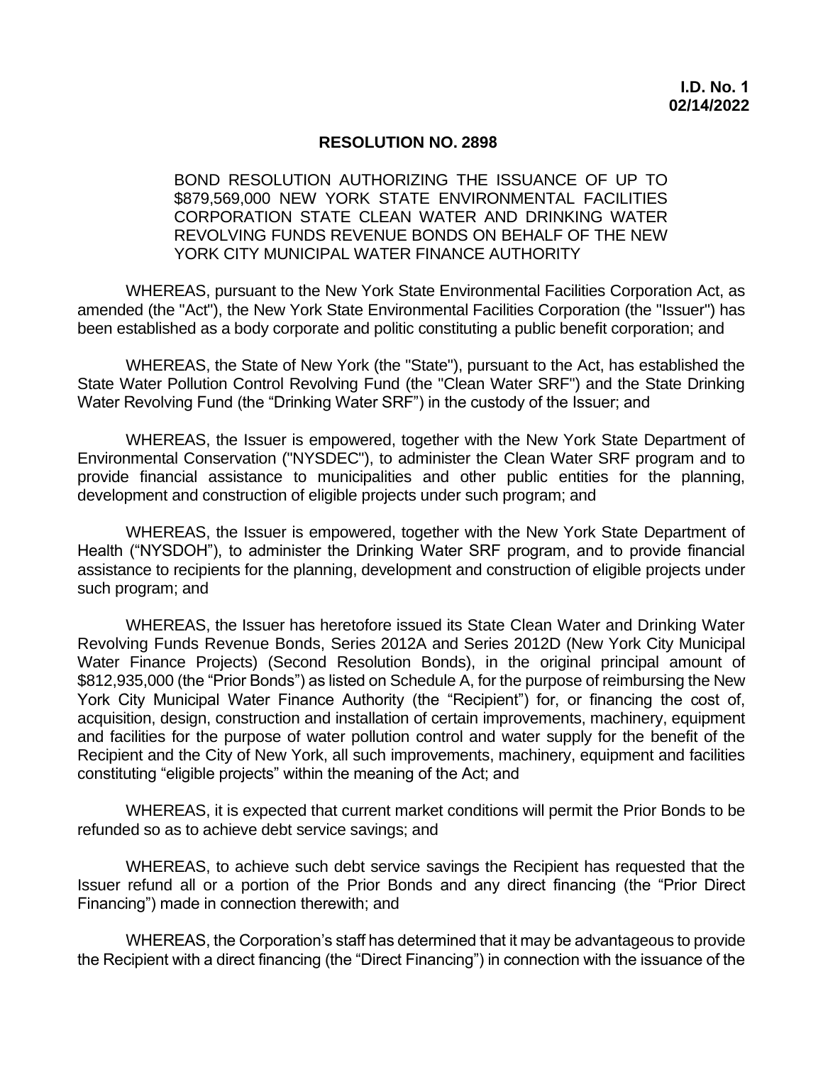**I.D. No. 1**
**02/14/2022**

## RESOLUTION NO. 2898

BOND RESOLUTION AUTHORIZING THE ISSUANCE OF UP TO $879,569,000 NEW YORK STATE ENVIRONMENTAL FACILITIES CORPORATION STATE CLEAN WATER AND DRINKING WATER REVOLVING FUNDS REVENUE BONDS ON BEHALF OF THE NEW YORK CITY MUNICIPAL WATER FINANCE AUTHORITY

WHEREAS, pursuant to the New York State Environmental Facilities Corporation Act, as amended (the "Act"), the New York State Environmental Facilities Corporation (the "Issuer") has been established as a body corporate and politic constituting a public benefit corporation; and

WHEREAS, the State of New York (the "State"), pursuant to the Act, has established the State Water Pollution Control Revolving Fund (the "Clean Water SRF") and the State Drinking Water Revolving Fund (the "Drinking Water SRF") in the custody of the Issuer; and

WHEREAS, the Issuer is empowered, together with the New York State Department of Environmental Conservation ("NYSDEC"), to administer the Clean Water SRF program and to provide financial assistance to municipalities and other public entities for the planning, development and construction of eligible projects under such program; and

WHEREAS, the Issuer is empowered, together with the New York State Department of Health ("NYSDOH"), to administer the Drinking Water SRF program, and to provide financial assistance to recipients for the planning, development and construction of eligible projects under such program; and

WHEREAS, the Issuer has heretofore issued its State Clean Water and Drinking Water Revolving Funds Revenue Bonds, Series 2012A and Series 2012D (New York City Municipal Water Finance Projects) (Second Resolution Bonds), in the original principal amount of $812,935,000 (the "Prior Bonds") as listed on Schedule A, for the purpose of reimbursing the New York City Municipal Water Finance Authority (the "Recipient") for, or financing the cost of, acquisition, design, construction and installation of certain improvements, machinery, equipment and facilities for the purpose of water pollution control and water supply for the benefit of the Recipient and the City of New York, all such improvements, machinery, equipment and facilities constituting "eligible projects" within the meaning of the Act; and

WHEREAS, it is expected that current market conditions will permit the Prior Bonds to be refunded so as to achieve debt service savings; and

WHEREAS, to achieve such debt service savings the Recipient has requested that the Issuer refund all or a portion of the Prior Bonds and any direct financing (the "Prior Direct Financing") made in connection therewith; and

WHEREAS, the Corporation's staff has determined that it may be advantageous to provide the Recipient with a direct financing (the "Direct Financing") in connection with the issuance of the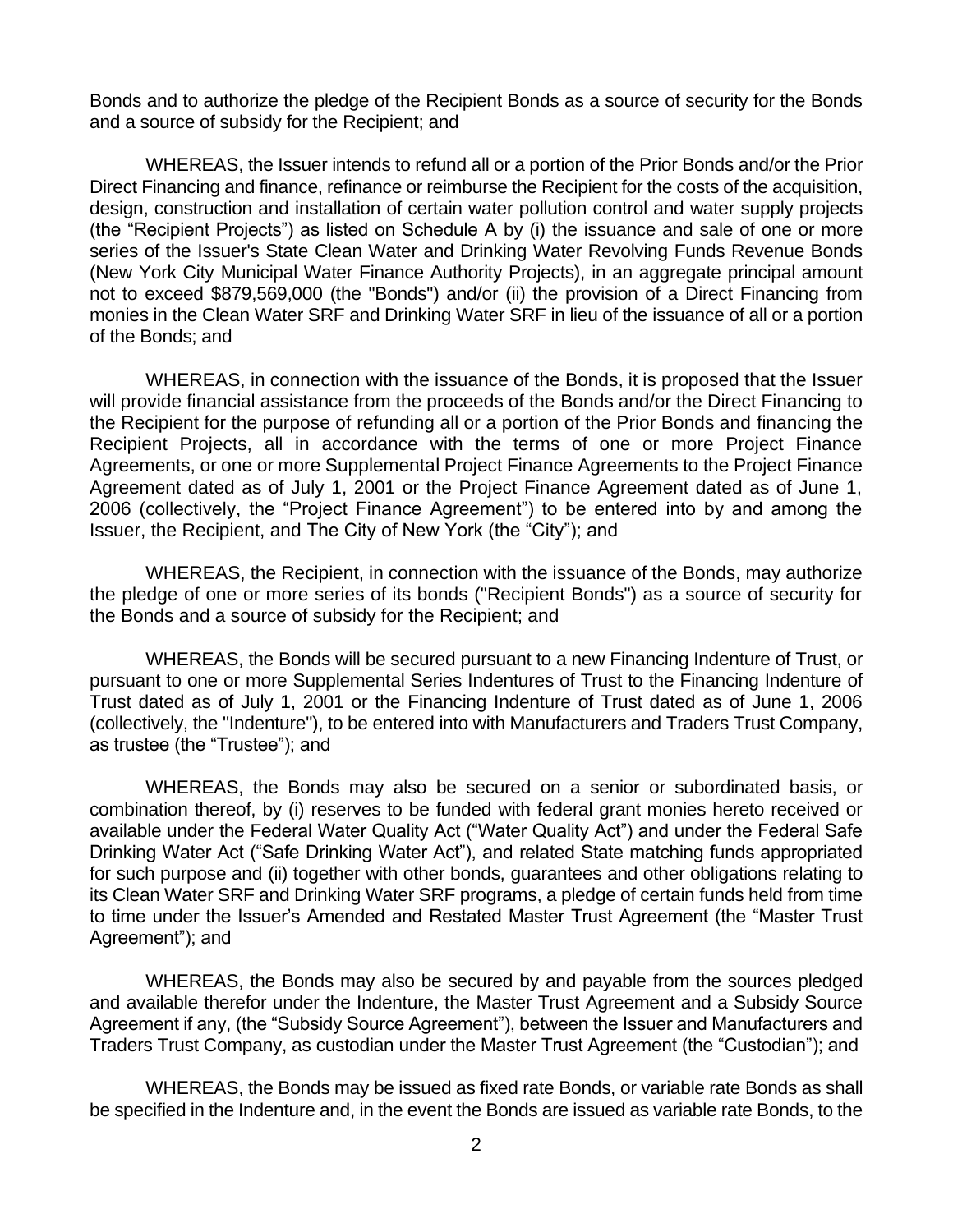Bonds and to authorize the pledge of the Recipient Bonds as a source of security for the Bonds and a source of subsidy for the Recipient; and

WHEREAS, the Issuer intends to refund all or a portion of the Prior Bonds and/or the Prior Direct Financing and finance, refinance or reimburse the Recipient for the costs of the acquisition, design, construction and installation of certain water pollution control and water supply projects (the "Recipient Projects") as listed on Schedule A by (i) the issuance and sale of one or more series of the Issuer's State Clean Water and Drinking Water Revolving Funds Revenue Bonds (New York City Municipal Water Finance Authority Projects), in an aggregate principal amount not to exceed $879,569,000 (the "Bonds") and/or (ii) the provision of a Direct Financing from monies in the Clean Water SRF and Drinking Water SRF in lieu of the issuance of all or a portion of the Bonds; and

WHEREAS, in connection with the issuance of the Bonds, it is proposed that the Issuer will provide financial assistance from the proceeds of the Bonds and/or the Direct Financing to the Recipient for the purpose of refunding all or a portion of the Prior Bonds and financing the Recipient Projects, all in accordance with the terms of one or more Project Finance Agreements, or one or more Supplemental Project Finance Agreements to the Project Finance Agreement dated as of July 1, 2001 or the Project Finance Agreement dated as of June 1, 2006 (collectively, the "Project Finance Agreement") to be entered into by and among the Issuer, the Recipient, and The City of New York (the "City"); and

WHEREAS, the Recipient, in connection with the issuance of the Bonds, may authorize the pledge of one or more series of its bonds ("Recipient Bonds") as a source of security for the Bonds and a source of subsidy for the Recipient; and

WHEREAS, the Bonds will be secured pursuant to a new Financing Indenture of Trust, or pursuant to one or more Supplemental Series Indentures of Trust to the Financing Indenture of Trust dated as of July 1, 2001 or the Financing Indenture of Trust dated as of June 1, 2006 (collectively, the "Indenture"), to be entered into with Manufacturers and Traders Trust Company, as trustee (the "Trustee"); and

WHEREAS, the Bonds may also be secured on a senior or subordinated basis, or combination thereof, by (i) reserves to be funded with federal grant monies hereto received or available under the Federal Water Quality Act ("Water Quality Act") and under the Federal Safe Drinking Water Act ("Safe Drinking Water Act"), and related State matching funds appropriated for such purpose and (ii) together with other bonds, guarantees and other obligations relating to its Clean Water SRF and Drinking Water SRF programs, a pledge of certain funds held from time to time under the Issuer's Amended and Restated Master Trust Agreement (the "Master Trust Agreement"); and

WHEREAS, the Bonds may also be secured by and payable from the sources pledged and available therefor under the Indenture, the Master Trust Agreement and a Subsidy Source Agreement if any, (the "Subsidy Source Agreement"), between the Issuer and Manufacturers and Traders Trust Company, as custodian under the Master Trust Agreement (the "Custodian"); and

WHEREAS, the Bonds may be issued as fixed rate Bonds, or variable rate Bonds as shall be specified in the Indenture and, in the event the Bonds are issued as variable rate Bonds, to the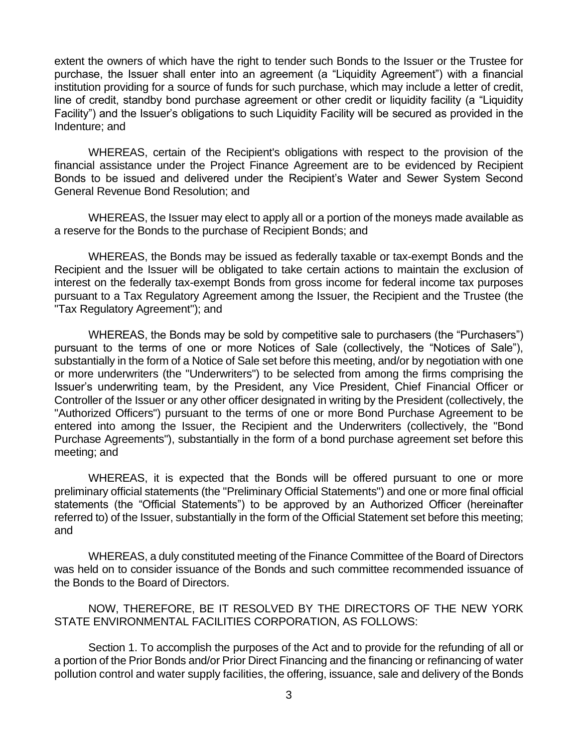extent the owners of which have the right to tender such Bonds to the Issuer or the Trustee for purchase, the Issuer shall enter into an agreement (a "Liquidity Agreement") with a financial institution providing for a source of funds for such purchase, which may include a letter of credit, line of credit, standby bond purchase agreement or other credit or liquidity facility (a "Liquidity Facility") and the Issuer's obligations to such Liquidity Facility will be secured as provided in the Indenture; and

WHEREAS, certain of the Recipient's obligations with respect to the provision of the financial assistance under the Project Finance Agreement are to be evidenced by Recipient Bonds to be issued and delivered under the Recipient's Water and Sewer System Second General Revenue Bond Resolution; and

WHEREAS, the Issuer may elect to apply all or a portion of the moneys made available as a reserve for the Bonds to the purchase of Recipient Bonds; and

WHEREAS, the Bonds may be issued as federally taxable or tax-exempt Bonds and the Recipient and the Issuer will be obligated to take certain actions to maintain the exclusion of interest on the federally tax-exempt Bonds from gross income for federal income tax purposes pursuant to a Tax Regulatory Agreement among the Issuer, the Recipient and the Trustee (the "Tax Regulatory Agreement"); and

WHEREAS, the Bonds may be sold by competitive sale to purchasers (the "Purchasers") pursuant to the terms of one or more Notices of Sale (collectively, the "Notices of Sale"), substantially in the form of a Notice of Sale set before this meeting, and/or by negotiation with one or more underwriters (the "Underwriters") to be selected from among the firms comprising the Issuer's underwriting team, by the President, any Vice President, Chief Financial Officer or Controller of the Issuer or any other officer designated in writing by the President (collectively, the "Authorized Officers") pursuant to the terms of one or more Bond Purchase Agreement to be entered into among the Issuer, the Recipient and the Underwriters (collectively, the "Bond Purchase Agreements"), substantially in the form of a bond purchase agreement set before this meeting; and

WHEREAS, it is expected that the Bonds will be offered pursuant to one or more preliminary official statements (the "Preliminary Official Statements") and one or more final official statements (the "Official Statements") to be approved by an Authorized Officer (hereinafter referred to) of the Issuer, substantially in the form of the Official Statement set before this meeting; and

WHEREAS, a duly constituted meeting of the Finance Committee of the Board of Directors was held on to consider issuance of the Bonds and such committee recommended issuance of the Bonds to the Board of Directors.

NOW, THEREFORE, BE IT RESOLVED BY THE DIRECTORS OF THE NEW YORK STATE ENVIRONMENTAL FACILITIES CORPORATION, AS FOLLOWS:

Section 1. To accomplish the purposes of the Act and to provide for the refunding of all or a portion of the Prior Bonds and/or Prior Direct Financing and the financing or refinancing of water pollution control and water supply facilities, the offering, issuance, sale and delivery of the Bonds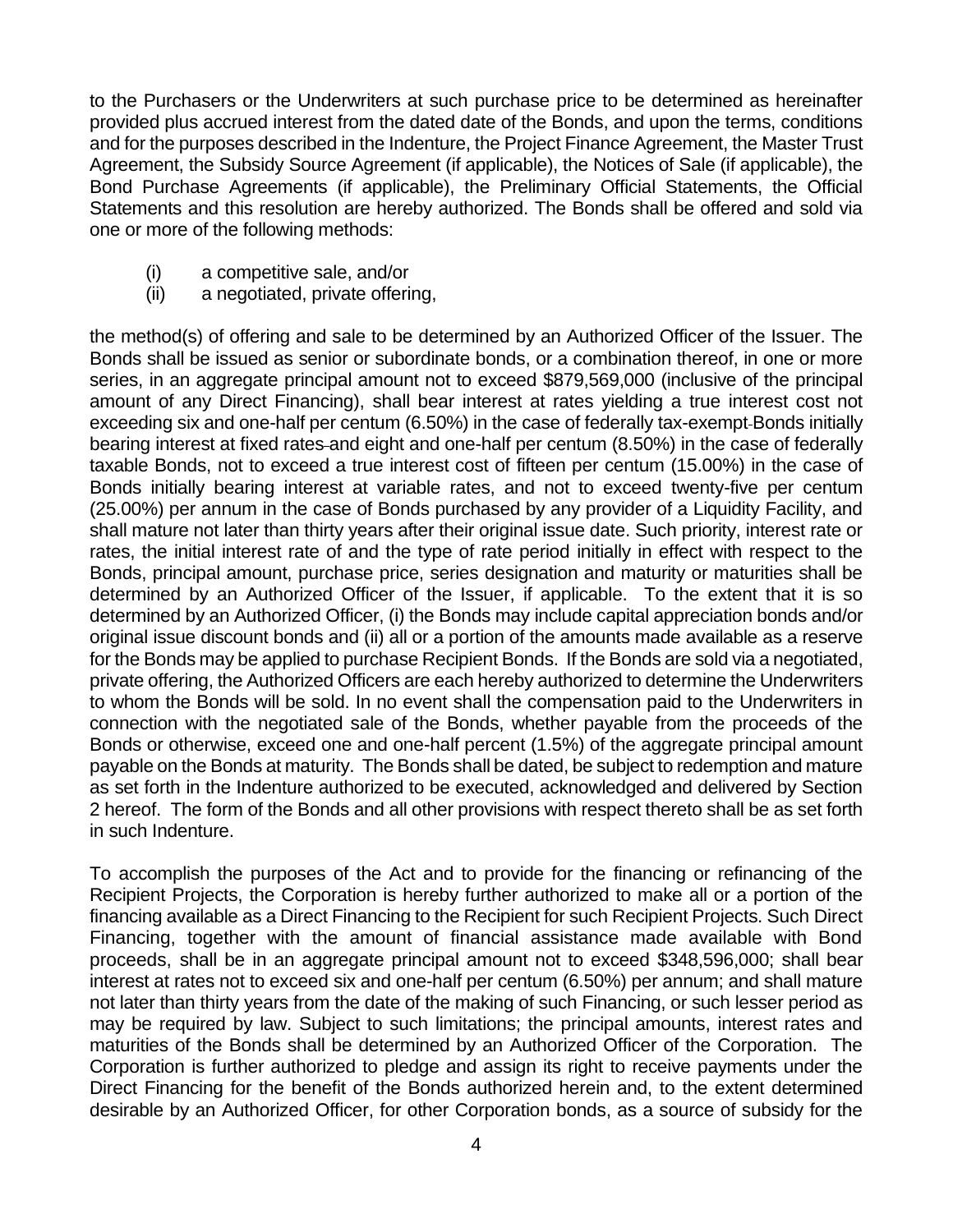to the Purchasers or the Underwriters at such purchase price to be determined as hereinafter provided plus accrued interest from the dated date of the Bonds, and upon the terms, conditions and for the purposes described in the Indenture, the Project Finance Agreement, the Master Trust Agreement, the Subsidy Source Agreement (if applicable), the Notices of Sale (if applicable), the Bond Purchase Agreements (if applicable), the Preliminary Official Statements, the Official Statements and this resolution are hereby authorized. The Bonds shall be offered and sold via one or more of the following methods:

(i) a competitive sale, and/or
(ii) a negotiated, private offering,

the method(s) of offering and sale to be determined by an Authorized Officer of the Issuer. The Bonds shall be issued as senior or subordinate bonds, or a combination thereof, in one or more series, in an aggregate principal amount not to exceed $879,569,000 (inclusive of the principal amount of any Direct Financing), shall bear interest at rates yielding a true interest cost not exceeding six and one-half per centum (6.50%) in the case of federally tax-exempt Bonds initially bearing interest at fixed rates and eight and one-half per centum (8.50%) in the case of federally taxable Bonds, not to exceed a true interest cost of fifteen per centum (15.00%) in the case of Bonds initially bearing interest at variable rates, and not to exceed twenty-five per centum (25.00%) per annum in the case of Bonds purchased by any provider of a Liquidity Facility, and shall mature not later than thirty years after their original issue date. Such priority, interest rate or rates, the initial interest rate of and the type of rate period initially in effect with respect to the Bonds, principal amount, purchase price, series designation and maturity or maturities shall be determined by an Authorized Officer of the Issuer, if applicable. To the extent that it is so determined by an Authorized Officer, (i) the Bonds may include capital appreciation bonds and/or original issue discount bonds and (ii) all or a portion of the amounts made available as a reserve for the Bonds may be applied to purchase Recipient Bonds. If the Bonds are sold via a negotiated, private offering, the Authorized Officers are each hereby authorized to determine the Underwriters to whom the Bonds will be sold. In no event shall the compensation paid to the Underwriters in connection with the negotiated sale of the Bonds, whether payable from the proceeds of the Bonds or otherwise, exceed one and one-half percent (1.5%) of the aggregate principal amount payable on the Bonds at maturity. The Bonds shall be dated, be subject to redemption and mature as set forth in the Indenture authorized to be executed, acknowledged and delivered by Section 2 hereof. The form of the Bonds and all other provisions with respect thereto shall be as set forth in such Indenture.

To accomplish the purposes of the Act and to provide for the financing or refinancing of the Recipient Projects, the Corporation is hereby further authorized to make all or a portion of the financing available as a Direct Financing to the Recipient for such Recipient Projects. Such Direct Financing, together with the amount of financial assistance made available with Bond proceeds, shall be in an aggregate principal amount not to exceed $348,596,000; shall bear interest at rates not to exceed six and one-half per centum (6.50%) per annum; and shall mature not later than thirty years from the date of the making of such Financing, or such lesser period as may be required by law. Subject to such limitations; the principal amounts, interest rates and maturities of the Bonds shall be determined by an Authorized Officer of the Corporation. The Corporation is further authorized to pledge and assign its right to receive payments under the Direct Financing for the benefit of the Bonds authorized herein and, to the extent determined desirable by an Authorized Officer, for other Corporation bonds, as a source of subsidy for the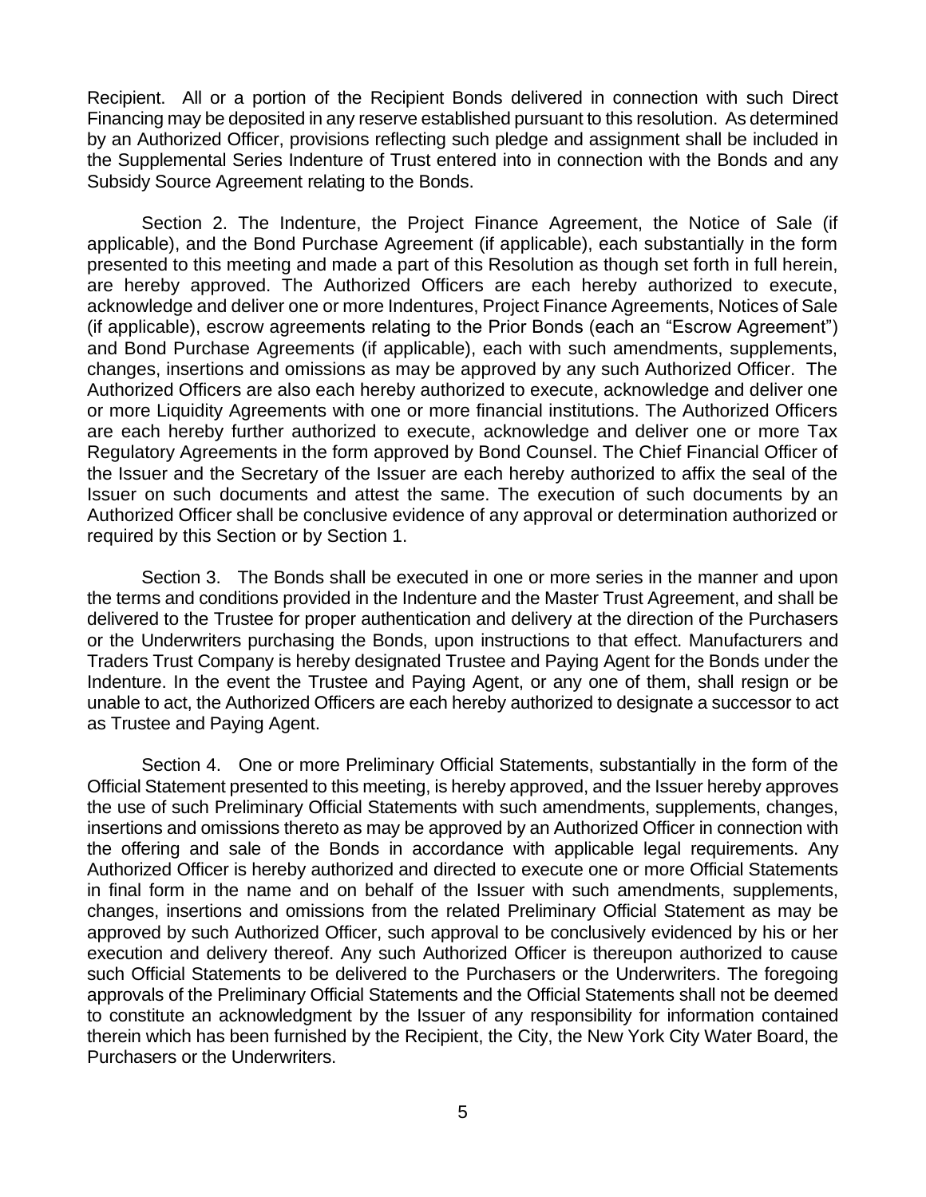Recipient. All or a portion of the Recipient Bonds delivered in connection with such Direct Financing may be deposited in any reserve established pursuant to this resolution. As determined by an Authorized Officer, provisions reflecting such pledge and assignment shall be included in the Supplemental Series Indenture of Trust entered into in connection with the Bonds and any Subsidy Source Agreement relating to the Bonds.

Section 2. The Indenture, the Project Finance Agreement, the Notice of Sale (if applicable), and the Bond Purchase Agreement (if applicable), each substantially in the form presented to this meeting and made a part of this Resolution as though set forth in full herein, are hereby approved. The Authorized Officers are each hereby authorized to execute, acknowledge and deliver one or more Indentures, Project Finance Agreements, Notices of Sale (if applicable), escrow agreements relating to the Prior Bonds (each an "Escrow Agreement") and Bond Purchase Agreements (if applicable), each with such amendments, supplements, changes, insertions and omissions as may be approved by any such Authorized Officer. The Authorized Officers are also each hereby authorized to execute, acknowledge and deliver one or more Liquidity Agreements with one or more financial institutions. The Authorized Officers are each hereby further authorized to execute, acknowledge and deliver one or more Tax Regulatory Agreements in the form approved by Bond Counsel. The Chief Financial Officer of the Issuer and the Secretary of the Issuer are each hereby authorized to affix the seal of the Issuer on such documents and attest the same. The execution of such documents by an Authorized Officer shall be conclusive evidence of any approval or determination authorized or required by this Section or by Section 1.

Section 3. The Bonds shall be executed in one or more series in the manner and upon the terms and conditions provided in the Indenture and the Master Trust Agreement, and shall be delivered to the Trustee for proper authentication and delivery at the direction of the Purchasers or the Underwriters purchasing the Bonds, upon instructions to that effect. Manufacturers and Traders Trust Company is hereby designated Trustee and Paying Agent for the Bonds under the Indenture. In the event the Trustee and Paying Agent, or any one of them, shall resign or be unable to act, the Authorized Officers are each hereby authorized to designate a successor to act as Trustee and Paying Agent.

Section 4. One or more Preliminary Official Statements, substantially in the form of the Official Statement presented to this meeting, is hereby approved, and the Issuer hereby approves the use of such Preliminary Official Statements with such amendments, supplements, changes, insertions and omissions thereto as may be approved by an Authorized Officer in connection with the offering and sale of the Bonds in accordance with applicable legal requirements. Any Authorized Officer is hereby authorized and directed to execute one or more Official Statements in final form in the name and on behalf of the Issuer with such amendments, supplements, changes, insertions and omissions from the related Preliminary Official Statement as may be approved by such Authorized Officer, such approval to be conclusively evidenced by his or her execution and delivery thereof. Any such Authorized Officer is thereupon authorized to cause such Official Statements to be delivered to the Purchasers or the Underwriters. The foregoing approvals of the Preliminary Official Statements and the Official Statements shall not be deemed to constitute an acknowledgment by the Issuer of any responsibility for information contained therein which has been furnished by the Recipient, the City, the New York City Water Board, the Purchasers or the Underwriters.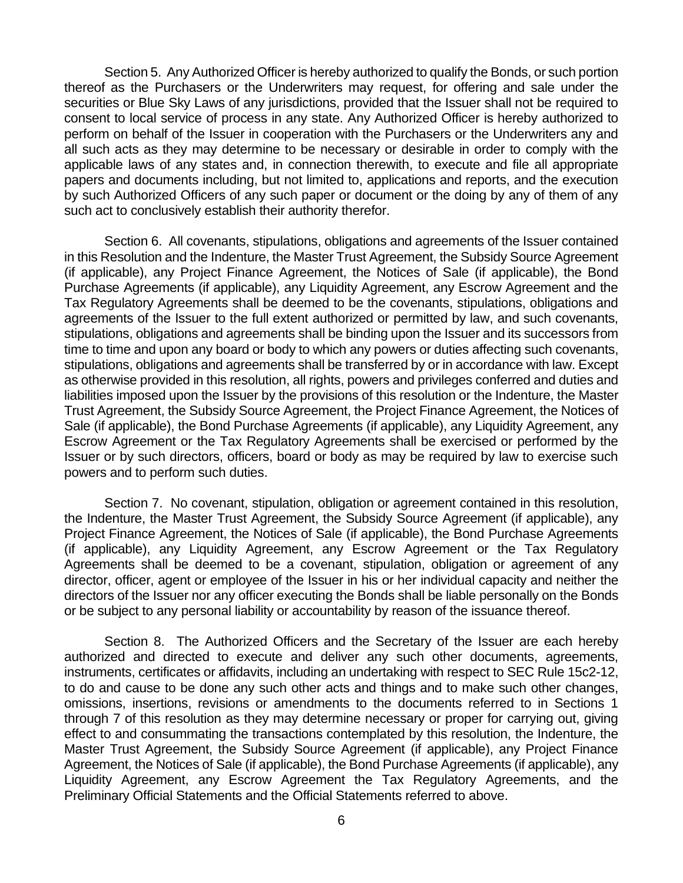Section 5. Any Authorized Officer is hereby authorized to qualify the Bonds, or such portion thereof as the Purchasers or the Underwriters may request, for offering and sale under the securities or Blue Sky Laws of any jurisdictions, provided that the Issuer shall not be required to consent to local service of process in any state. Any Authorized Officer is hereby authorized to perform on behalf of the Issuer in cooperation with the Purchasers or the Underwriters any and all such acts as they may determine to be necessary or desirable in order to comply with the applicable laws of any states and, in connection therewith, to execute and file all appropriate papers and documents including, but not limited to, applications and reports, and the execution by such Authorized Officers of any such paper or document or the doing by any of them of any such act to conclusively establish their authority therefor.

Section 6. All covenants, stipulations, obligations and agreements of the Issuer contained in this Resolution and the Indenture, the Master Trust Agreement, the Subsidy Source Agreement (if applicable), any Project Finance Agreement, the Notices of Sale (if applicable), the Bond Purchase Agreements (if applicable), any Liquidity Agreement, any Escrow Agreement and the Tax Regulatory Agreements shall be deemed to be the covenants, stipulations, obligations and agreements of the Issuer to the full extent authorized or permitted by law, and such covenants, stipulations, obligations and agreements shall be binding upon the Issuer and its successors from time to time and upon any board or body to which any powers or duties affecting such covenants, stipulations, obligations and agreements shall be transferred by or in accordance with law. Except as otherwise provided in this resolution, all rights, powers and privileges conferred and duties and liabilities imposed upon the Issuer by the provisions of this resolution or the Indenture, the Master Trust Agreement, the Subsidy Source Agreement, the Project Finance Agreement, the Notices of Sale (if applicable), the Bond Purchase Agreements (if applicable), any Liquidity Agreement, any Escrow Agreement or the Tax Regulatory Agreements shall be exercised or performed by the Issuer or by such directors, officers, board or body as may be required by law to exercise such powers and to perform such duties.

Section 7. No covenant, stipulation, obligation or agreement contained in this resolution, the Indenture, the Master Trust Agreement, the Subsidy Source Agreement (if applicable), any Project Finance Agreement, the Notices of Sale (if applicable), the Bond Purchase Agreements (if applicable), any Liquidity Agreement, any Escrow Agreement or the Tax Regulatory Agreements shall be deemed to be a covenant, stipulation, obligation or agreement of any director, officer, agent or employee of the Issuer in his or her individual capacity and neither the directors of the Issuer nor any officer executing the Bonds shall be liable personally on the Bonds or be subject to any personal liability or accountability by reason of the issuance thereof.

Section 8. The Authorized Officers and the Secretary of the Issuer are each hereby authorized and directed to execute and deliver any such other documents, agreements, instruments, certificates or affidavits, including an undertaking with respect to SEC Rule 15c2-12, to do and cause to be done any such other acts and things and to make such other changes, omissions, insertions, revisions or amendments to the documents referred to in Sections 1 through 7 of this resolution as they may determine necessary or proper for carrying out, giving effect to and consummating the transactions contemplated by this resolution, the Indenture, the Master Trust Agreement, the Subsidy Source Agreement (if applicable), any Project Finance Agreement, the Notices of Sale (if applicable), the Bond Purchase Agreements (if applicable), any Liquidity Agreement, any Escrow Agreement the Tax Regulatory Agreements, and the Preliminary Official Statements and the Official Statements referred to above.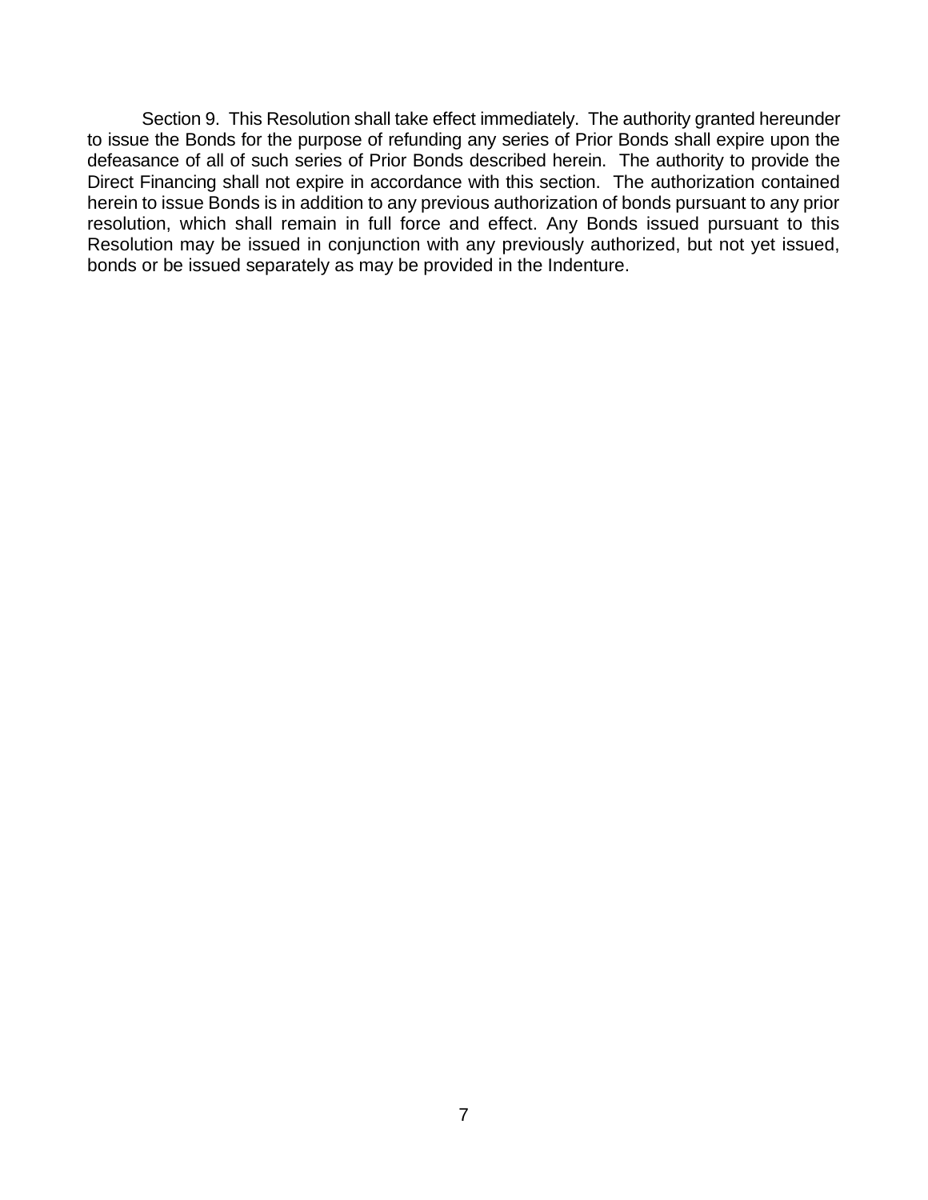Section 9. This Resolution shall take effect immediately. The authority granted hereunder to issue the Bonds for the purpose of refunding any series of Prior Bonds shall expire upon the defeasance of all of such series of Prior Bonds described herein. The authority to provide the Direct Financing shall not expire in accordance with this section. The authorization contained herein to issue Bonds is in addition to any previous authorization of bonds pursuant to any prior resolution, which shall remain in full force and effect. Any Bonds issued pursuant to this Resolution may be issued in conjunction with any previously authorized, but not yet issued, bonds or be issued separately as may be provided in the Indenture.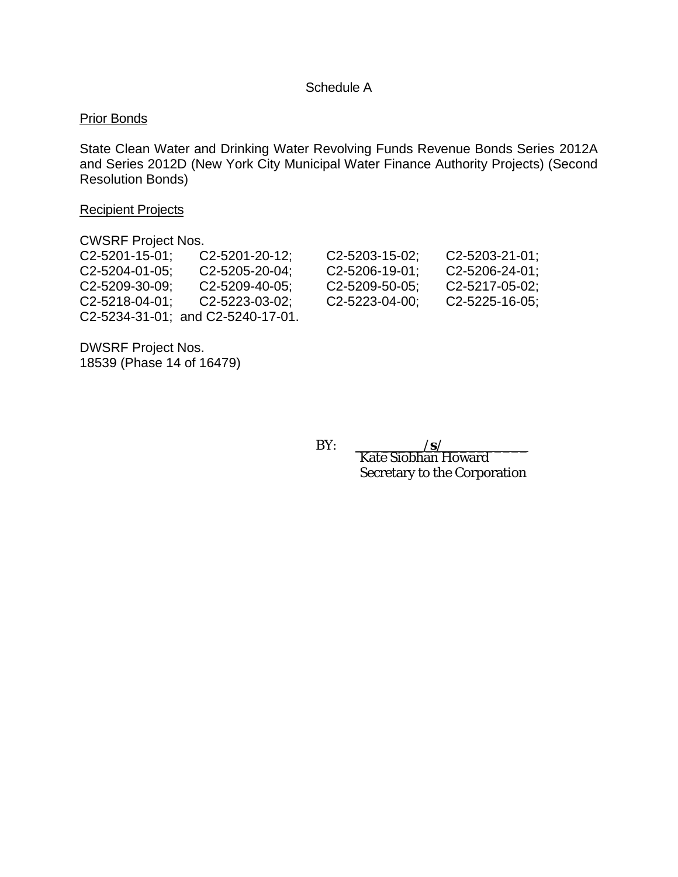Schedule A

Prior Bonds

State Clean Water and Drinking Water Revolving Funds Revenue Bonds Series 2012A and Series 2012D (New York City Municipal Water Finance Authority Projects) (Second Resolution Bonds)

Recipient Projects

CWSRF Project Nos.

| | | | |
|---|---|---|---|
| C2-5201-15-01; | C2-5201-20-12; | C2-5203-15-02; | C2-5203-21-01; |
| C2-5204-01-05; | C2-5205-20-04; | C2-5206-19-01; | C2-5206-24-01; |
| C2-5209-30-09; | C2-5209-40-05; | C2-5209-50-05; | C2-5217-05-02; |
| C2-5218-04-01; | C2-5223-03-02; | C2-5223-04-00; | C2-5225-16-05; |
| C2-5234-31-01; | and C2-5240-17-01. | | |

DWSRF Project Nos.
18539 (Phase 14 of 16479)

BY: /s/
Kate Siobhan Howard
Secretary to the Corporation